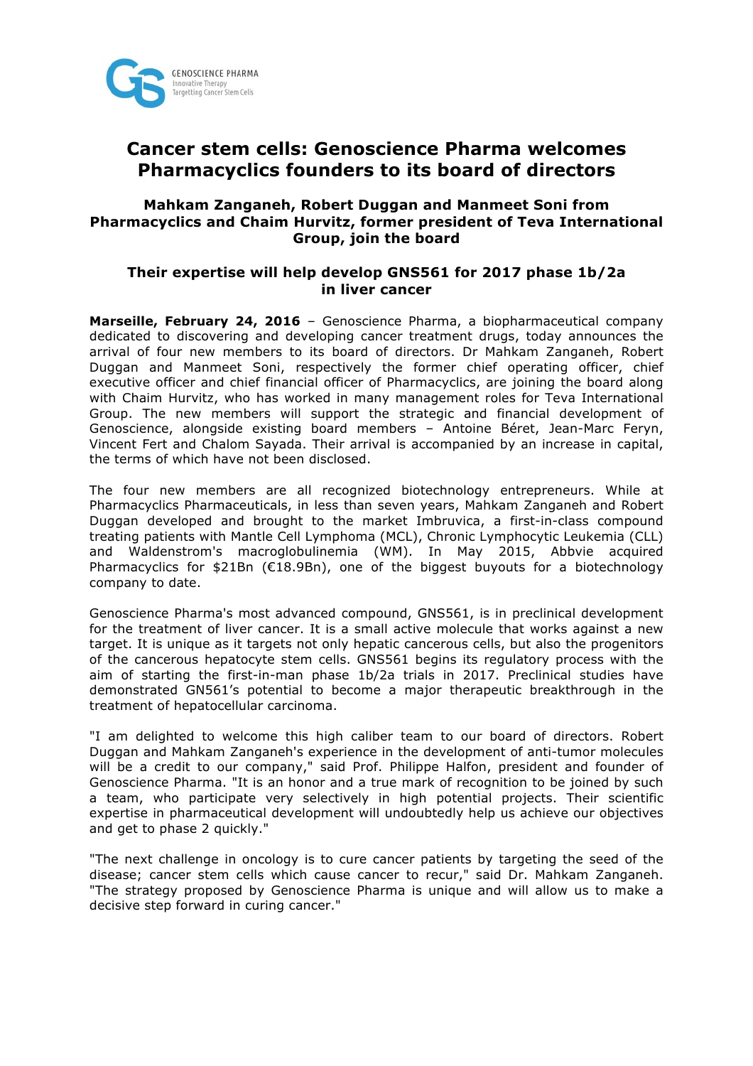GENOSCIENCE PHARMA
Innovative Therapy
Targetting Cancer Stem Cells

# Cancer stem cells: Genoscience Pharma welcomes Pharmacyclics founders to its board of directors

### Mahkam Zanganeh, Robert Duggan and Manmeet Soni from Pharmacyclics and Chaim Hurvitz, former president of Teva International Group, join the board

### Their expertise will help develop GNS561 for 2017 phase 1b/2a in liver cancer

**Marseille, February 24, 2016** – Genoscience Pharma, a biopharmaceutical company dedicated to discovering and developing cancer treatment drugs, today announces the arrival of four new members to its board of directors. Dr Mahkam Zanganeh, Robert Duggan and Manmeet Soni, respectively the former chief operating officer, chief executive officer and chief financial officer of Pharmacyclics, are joining the board along with Chaim Hurvitz, who has worked in many management roles for Teva International Group. The new members will support the strategic and financial development of Genoscience, alongside existing board members – Antoine Béret, Jean-Marc Feryn, Vincent Fert and Chalom Sayada. Their arrival is accompanied by an increase in capital, the terms of which have not been disclosed.

The four new members are all recognized biotechnology entrepreneurs. While at Pharmacyclics Pharmaceuticals, in less than seven years, Mahkam Zanganeh and Robert Duggan developed and brought to the market Imbruvica, a first-in-class compound treating patients with Mantle Cell Lymphoma (MCL), Chronic Lymphocytic Leukemia (CLL) and Waldenstrom's macroglobulinemia (WM). In May 2015, Abbvie acquired Pharmacyclics for $21Bn (€18.9Bn), one of the biggest buyouts for a biotechnology company to date.

Genoscience Pharma's most advanced compound, GNS561, is in preclinical development for the treatment of liver cancer. It is a small active molecule that works against a new target. It is unique as it targets not only hepatic cancerous cells, but also the progenitors of the cancerous hepatocyte stem cells. GNS561 begins its regulatory process with the aim of starting the first-in-man phase 1b/2a trials in 2017. Preclinical studies have demonstrated GN561's potential to become a major therapeutic breakthrough in the treatment of hepatocellular carcinoma.

"I am delighted to welcome this high caliber team to our board of directors. Robert Duggan and Mahkam Zanganeh's experience in the development of anti-tumor molecules will be a credit to our company," said Prof. Philippe Halfon, president and founder of Genoscience Pharma. "It is an honor and a true mark of recognition to be joined by such a team, who participate very selectively in high potential projects. Their scientific expertise in pharmaceutical development will undoubtedly help us achieve our objectives and get to phase 2 quickly."

"The next challenge in oncology is to cure cancer patients by targeting the seed of the disease; cancer stem cells which cause cancer to recur," said Dr. Mahkam Zanganeh. "The strategy proposed by Genoscience Pharma is unique and will allow us to make a decisive step forward in curing cancer."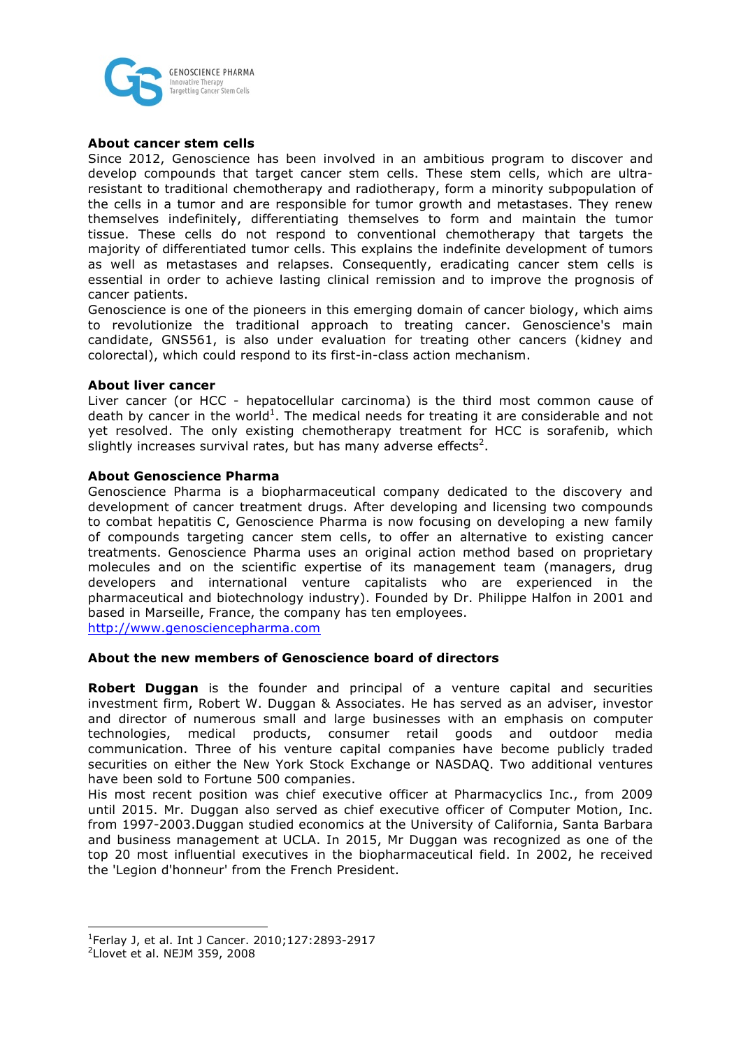### About cancer stem cells

Since 2012, Genoscience has been involved in an ambitious program to discover and develop compounds that target cancer stem cells. These stem cells, which are ultra-resistant to traditional chemotherapy and radiotherapy, form a minority subpopulation of the cells in a tumor and are responsible for tumor growth and metastases. They renew themselves indefinitely, differentiating themselves to form and maintain the tumor tissue. These cells do not respond to conventional chemotherapy that targets the majority of differentiated tumor cells. This explains the indefinite development of tumors as well as metastases and relapses. Consequently, eradicating cancer stem cells is essential in order to achieve lasting clinical remission and to improve the prognosis of cancer patients.

Genoscience is one of the pioneers in this emerging domain of cancer biology, which aims to revolutionize the traditional approach to treating cancer. Genoscience's main candidate, GNS561, is also under evaluation for treating other cancers (kidney and colorectal), which could respond to its first-in-class action mechanism.

### About liver cancer

Liver cancer (or HCC - hepatocellular carcinoma) is the third most common cause of death by cancer in the world[1]. The medical needs for treating it are considerable and not yet resolved. The only existing chemotherapy treatment for HCC is sorafenib, which slightly increases survival rates, but has many adverse effects[2].

### About Genoscience Pharma

Genoscience Pharma is a biopharmaceutical company dedicated to the discovery and development of cancer treatment drugs. After developing and licensing two compounds to combat hepatitis C, Genoscience Pharma is now focusing on developing a new family of compounds targeting cancer stem cells, to offer an alternative to existing cancer treatments. Genoscience Pharma uses an original action method based on proprietary molecules and on the scientific expertise of its management team (managers, drug developers and international venture capitalists who are experienced in the pharmaceutical and biotechnology industry). Founded by Dr. Philippe Halfon in 2001 and based in Marseille, France, the company has ten employees.

http://www.genosciencepharma.com

### About the new members of Genoscience board of directors

**Robert Duggan** is the founder and principal of a venture capital and securities investment firm, Robert W. Duggan & Associates. He has served as an adviser, investor and director of numerous small and large businesses with an emphasis on computer technologies, medical products, consumer retail goods and outdoor media communication. Three of his venture capital companies have become publicly traded securities on either the New York Stock Exchange or NASDAQ. Two additional ventures have been sold to Fortune 500 companies.

His most recent position was chief executive officer at Pharmacyclics Inc., from 2009 until 2015. Mr. Duggan also served as chief executive officer of Computer Motion, Inc. from 1997-2003.Duggan studied economics at the University of California, Santa Barbara and business management at UCLA. In 2015, Mr Duggan was recognized as one of the top 20 most influential executives in the biopharmaceutical field. In 2002, he received the 'Legion d'honneur' from the French President.

---

[1] Ferlay J, et al. Int J Cancer. 2010;127:2893-2917

[2] Llovet et al. NEJM 359, 2008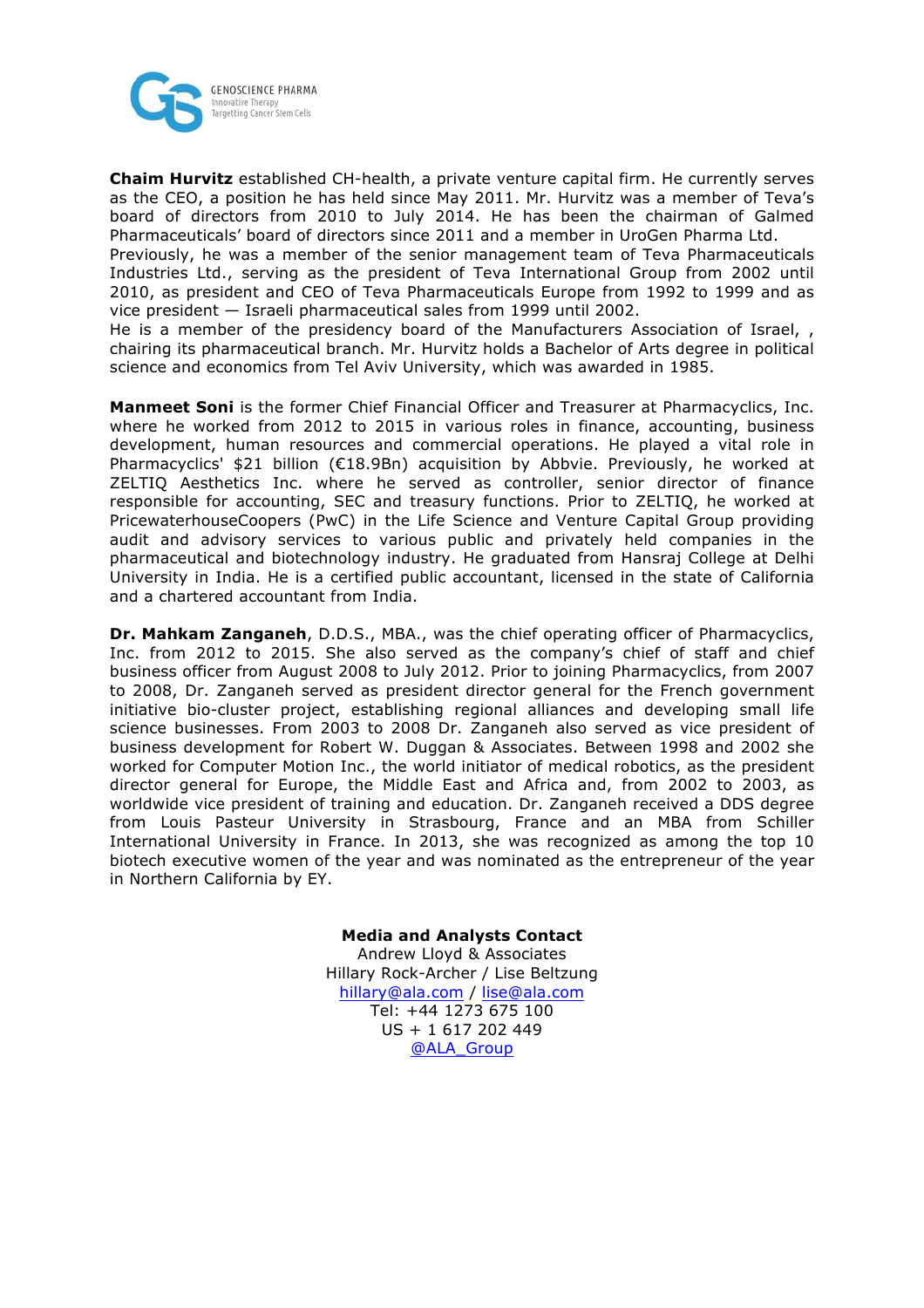**Chaim Hurvitz** established CH-health, a private venture capital firm. He currently serves as the CEO, a position he has held since May 2011. Mr. Hurvitz was a member of Teva's board of directors from 2010 to July 2014. He has been the chairman of Galmed Pharmaceuticals' board of directors since 2011 and a member in UroGen Pharma Ltd.
Previously, he was a member of the senior management team of Teva Pharmaceuticals Industries Ltd., serving as the president of Teva International Group from 2002 until 2010, as president and CEO of Teva Pharmaceuticals Europe from 1992 to 1999 and as vice president — Israeli pharmaceutical sales from 1999 until 2002.
He is a member of the presidency board of the Manufacturers Association of Israel, , chairing its pharmaceutical branch. Mr. Hurvitz holds a Bachelor of Arts degree in political science and economics from Tel Aviv University, which was awarded in 1985.

**Manmeet Soni** is the former Chief Financial Officer and Treasurer at Pharmacyclics, Inc. where he worked from 2012 to 2015 in various roles in finance, accounting, business development, human resources and commercial operations. He played a vital role in Pharmacyclics' $21 billion (€18.9Bn) acquisition by Abbvie. Previously, he worked at ZELTIQ Aesthetics Inc. where he served as controller, senior director of finance responsible for accounting, SEC and treasury functions. Prior to ZELTIQ, he worked at PricewaterhouseCoopers (PwC) in the Life Science and Venture Capital Group providing audit and advisory services to various public and privately held companies in the pharmaceutical and biotechnology industry. He graduated from Hansraj College at Delhi University in India. He is a certified public accountant, licensed in the state of California and a chartered accountant from India.

**Dr. Mahkam Zanganeh**, D.D.S., MBA., was the chief operating officer of Pharmacyclics, Inc. from 2012 to 2015. She also served as the company's chief of staff and chief business officer from August 2008 to July 2012. Prior to joining Pharmacyclics, from 2007 to 2008, Dr. Zanganeh served as president director general for the French government initiative bio-cluster project, establishing regional alliances and developing small life science businesses. From 2003 to 2008 Dr. Zanganeh also served as vice president of business development for Robert W. Duggan & Associates. Between 1998 and 2002 she worked for Computer Motion Inc., the world initiator of medical robotics, as the president director general for Europe, the Middle East and Africa and, from 2002 to 2003, as worldwide vice president of training and education. Dr. Zanganeh received a DDS degree from Louis Pasteur University in Strasbourg, France and an MBA from Schiller International University in France. In 2013, she was recognized as among the top 10 biotech executive women of the year and was nominated as the entrepreneur of the year in Northern California by EY.

**Media and Analysts Contact**
Andrew Lloyd & Associates
Hillary Rock-Archer / Lise Beltzung
hillary@ala.com / lise@ala.com
Tel: +44 1273 675 100
US + 1 617 202 449
@ALA_Group